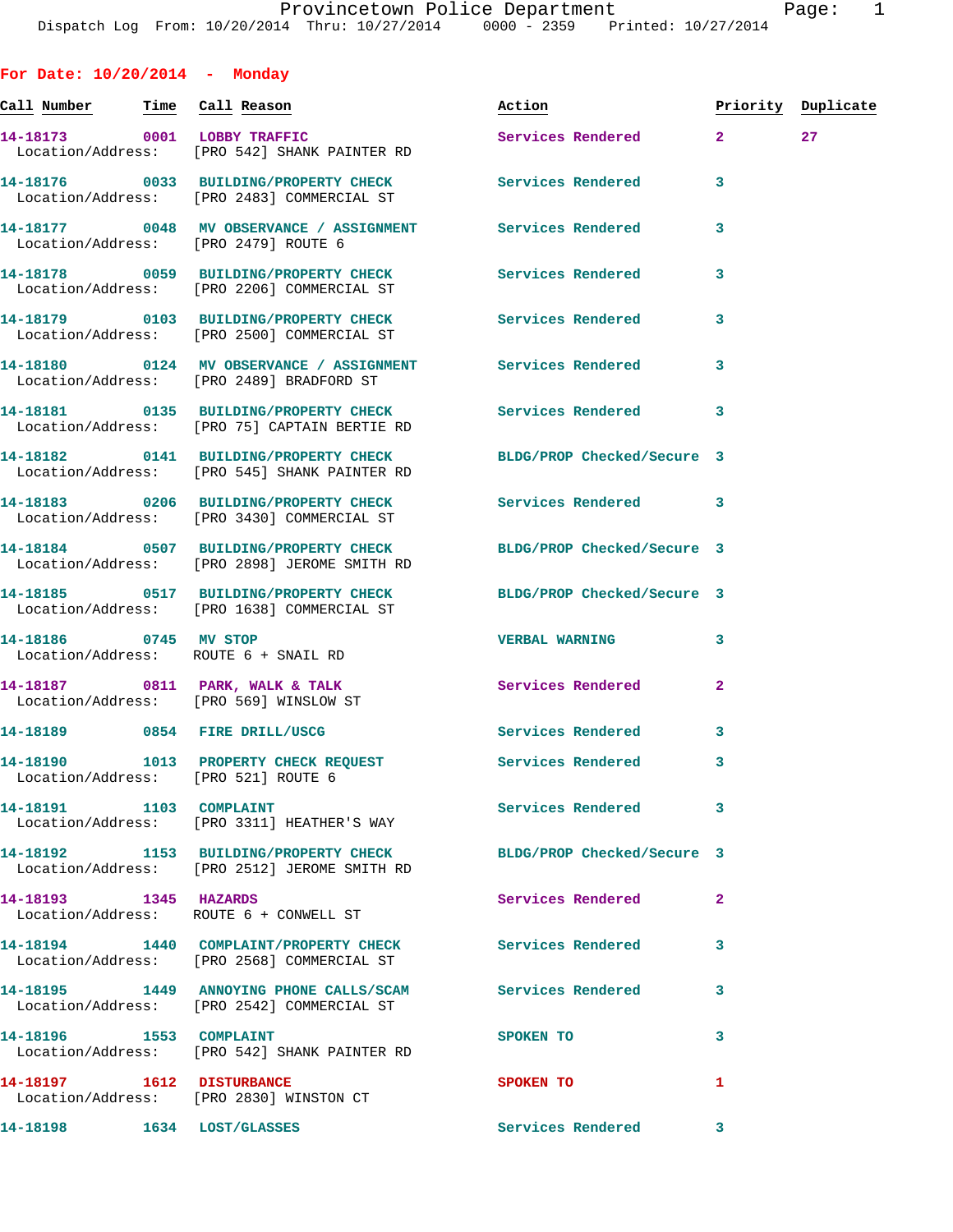Dispatch Log From: 10/20/2014 Thru: 10/27/2014 0000 - 2359 Printed: 10/27/2014

## For Date: 10/20/2014 - Monday

| Call Number | Time | Call Reason | Action | Priority | Duplicate |
|---|---|---|---|---|---|
| 14-18173 | 0001 | LOBBY TRAFFIC | Services Rendered | 2 | 27 |
| Location/Address: | | [PRO 542] SHANK PAINTER RD | | | |
| 14-18176 | 0033 | BUILDING/PROPERTY CHECK | Services Rendered | 3 | |
| Location/Address: | | [PRO 2483] COMMERCIAL ST | | | |
| 14-18177 | 0048 | MV OBSERVANCE / ASSIGNMENT | Services Rendered | 3 | |
| Location/Address: | | [PRO 2479] ROUTE 6 | | | |
| 14-18178 | 0059 | BUILDING/PROPERTY CHECK | Services Rendered | 3 | |
| Location/Address: | | [PRO 2206] COMMERCIAL ST | | | |
| 14-18179 | 0103 | BUILDING/PROPERTY CHECK | Services Rendered | 3 | |
| Location/Address: | | [PRO 2500] COMMERCIAL ST | | | |
| 14-18180 | 0124 | MV OBSERVANCE / ASSIGNMENT | Services Rendered | 3 | |
| Location/Address: | | [PRO 2489] BRADFORD ST | | | |
| 14-18181 | 0135 | BUILDING/PROPERTY CHECK | Services Rendered | 3 | |
| Location/Address: | | [PRO 75] CAPTAIN BERTIE RD | | | |
| 14-18182 | 0141 | BUILDING/PROPERTY CHECK | BLDG/PROP Checked/Secure | 3 | |
| Location/Address: | | [PRO 545] SHANK PAINTER RD | | | |
| 14-18183 | 0206 | BUILDING/PROPERTY CHECK | Services Rendered | 3 | |
| Location/Address: | | [PRO 3430] COMMERCIAL ST | | | |
| 14-18184 | 0507 | BUILDING/PROPERTY CHECK | BLDG/PROP Checked/Secure | 3 | |
| Location/Address: | | [PRO 2898] JEROME SMITH RD | | | |
| 14-18185 | 0517 | BUILDING/PROPERTY CHECK | BLDG/PROP Checked/Secure | 3 | |
| Location/Address: | | [PRO 1638] COMMERCIAL ST | | | |
| 14-18186 | 0745 | MV STOP | VERBAL WARNING | 3 | |
| Location/Address: | | ROUTE 6 + SNAIL RD | | | |
| 14-18187 | 0811 | PARK, WALK & TALK | Services Rendered | 2 | |
| Location/Address: | | [PRO 569] WINSLOW ST | | | |
| 14-18189 | 0854 | FIRE DRILL/USCG | Services Rendered | 3 | |
| 14-18190 | 1013 | PROPERTY CHECK REQUEST | Services Rendered | 3 | |
| Location/Address: | | [PRO 521] ROUTE 6 | | | |
| 14-18191 | 1103 | COMPLAINT | Services Rendered | 3 | |
| Location/Address: | | [PRO 3311] HEATHER'S WAY | | | |
| 14-18192 | 1153 | BUILDING/PROPERTY CHECK | BLDG/PROP Checked/Secure | 3 | |
| Location/Address: | | [PRO 2512] JEROME SMITH RD | | | |
| 14-18193 | 1345 | HAZARDS | Services Rendered | 2 | |
| Location/Address: | | ROUTE 6 + CONWELL ST | | | |
| 14-18194 | 1440 | COMPLAINT/PROPERTY CHECK | Services Rendered | 3 | |
| Location/Address: | | [PRO 2568] COMMERCIAL ST | | | |
| 14-18195 | 1449 | ANNOYING PHONE CALLS/SCAM | Services Rendered | 3 | |
| Location/Address: | | [PRO 2542] COMMERCIAL ST | | | |
| 14-18196 | 1553 | COMPLAINT | SPOKEN TO | 3 | |
| Location/Address: | | [PRO 542] SHANK PAINTER RD | | | |
| 14-18197 | 1612 | DISTURBANCE | SPOKEN TO | 1 | |
| Location/Address: | | [PRO 2830] WINSTON CT | | | |
| 14-18198 | 1634 | LOST/GLASSES | Services Rendered | 3 | |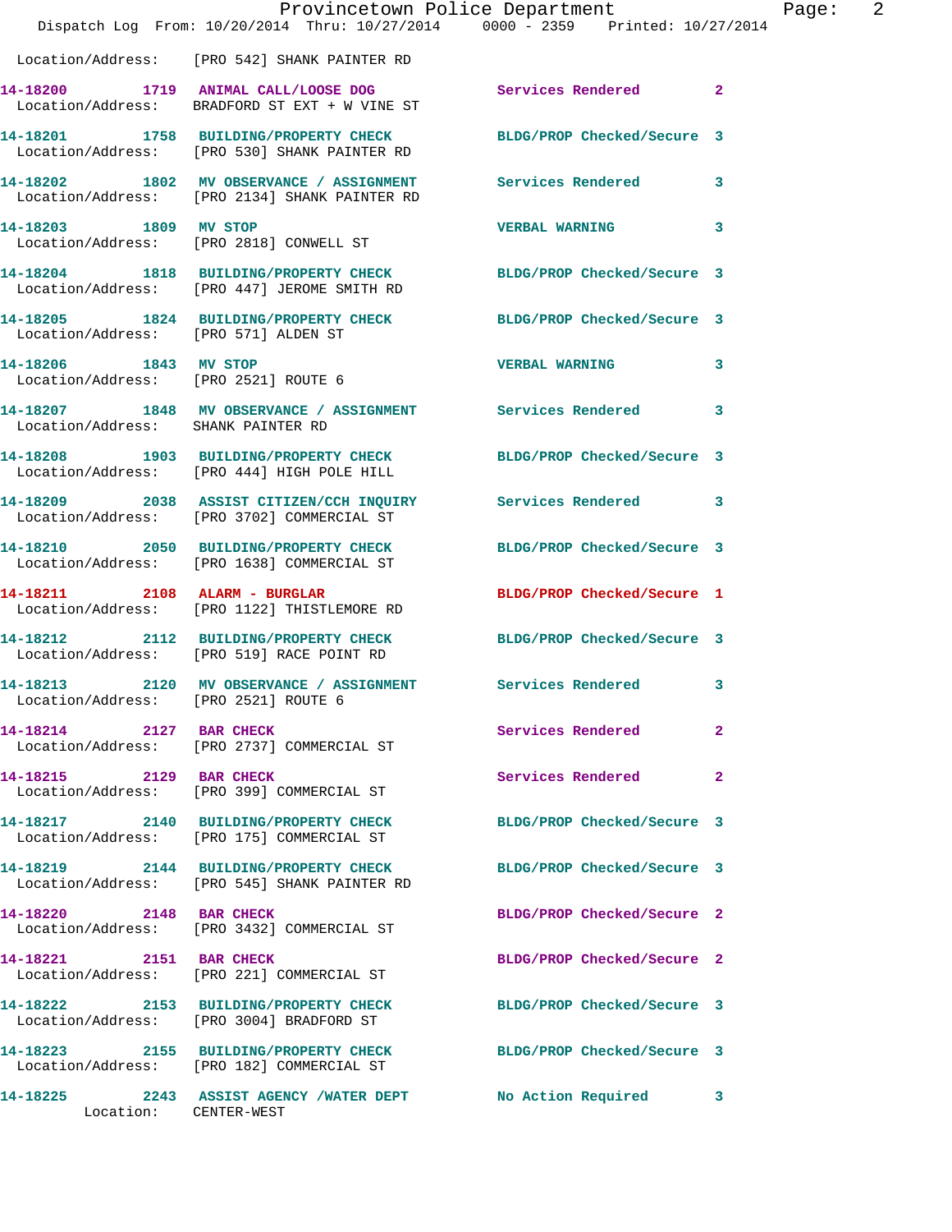Location/Address: [PRO 542] SHANK PAINTER RD

14-18200 1719 ANIMAL CALL/LOOSE DOG Services Rendered 2
Location/Address: BRADFORD ST EXT + W VINE ST

14-18201 1758 BUILDING/PROPERTY CHECK BLDG/PROP Checked/Secure 3
Location/Address: [PRO 530] SHANK PAINTER RD

14-18202 1802 MV OBSERVANCE / ASSIGNMENT Services Rendered 3
Location/Address: [PRO 2134] SHANK PAINTER RD

14-18203 1809 MV STOP VERBAL WARNING 3
Location/Address: [PRO 2818] CONWELL ST

14-18204 1818 BUILDING/PROPERTY CHECK BLDG/PROP Checked/Secure 3
Location/Address: [PRO 447] JEROME SMITH RD

14-18205 1824 BUILDING/PROPERTY CHECK BLDG/PROP Checked/Secure 3
Location/Address: [PRO 571] ALDEN ST

14-18206 1843 MV STOP VERBAL WARNING 3
Location/Address: [PRO 2521] ROUTE 6

14-18207 1848 MV OBSERVANCE / ASSIGNMENT Services Rendered 3
Location/Address: SHANK PAINTER RD

14-18208 1903 BUILDING/PROPERTY CHECK BLDG/PROP Checked/Secure 3
Location/Address: [PRO 444] HIGH POLE HILL

14-18209 2038 ASSIST CITIZEN/CCH INQUIRY Services Rendered 3
Location/Address: [PRO 3702] COMMERCIAL ST

14-18210 2050 BUILDING/PROPERTY CHECK BLDG/PROP Checked/Secure 3
Location/Address: [PRO 1638] COMMERCIAL ST

14-18211 2108 ALARM - BURGLAR BLDG/PROP Checked/Secure 1
Location/Address: [PRO 1122] THISTLEMORE RD

14-18212 2112 BUILDING/PROPERTY CHECK BLDG/PROP Checked/Secure 3
Location/Address: [PRO 519] RACE POINT RD

14-18213 2120 MV OBSERVANCE / ASSIGNMENT Services Rendered 3
Location/Address: [PRO 2521] ROUTE 6

14-18214 2127 BAR CHECK Services Rendered 2
Location/Address: [PRO 2737] COMMERCIAL ST

14-18215 2129 BAR CHECK Services Rendered 2
Location/Address: [PRO 399] COMMERCIAL ST

14-18217 2140 BUILDING/PROPERTY CHECK BLDG/PROP Checked/Secure 3
Location/Address: [PRO 175] COMMERCIAL ST

14-18219 2144 BUILDING/PROPERTY CHECK BLDG/PROP Checked/Secure 3
Location/Address: [PRO 545] SHANK PAINTER RD

14-18220 2148 BAR CHECK BLDG/PROP Checked/Secure 2
Location/Address: [PRO 3432] COMMERCIAL ST

14-18221 2151 BAR CHECK BLDG/PROP Checked/Secure 2
Location/Address: [PRO 221] COMMERCIAL ST

14-18222 2153 BUILDING/PROPERTY CHECK BLDG/PROP Checked/Secure 3
Location/Address: [PRO 3004] BRADFORD ST

14-18223 2155 BUILDING/PROPERTY CHECK BLDG/PROP Checked/Secure 3
Location/Address: [PRO 182] COMMERCIAL ST

14-18225 2243 ASSIST AGENCY /WATER DEPT No Action Required 3
Location: CENTER-WEST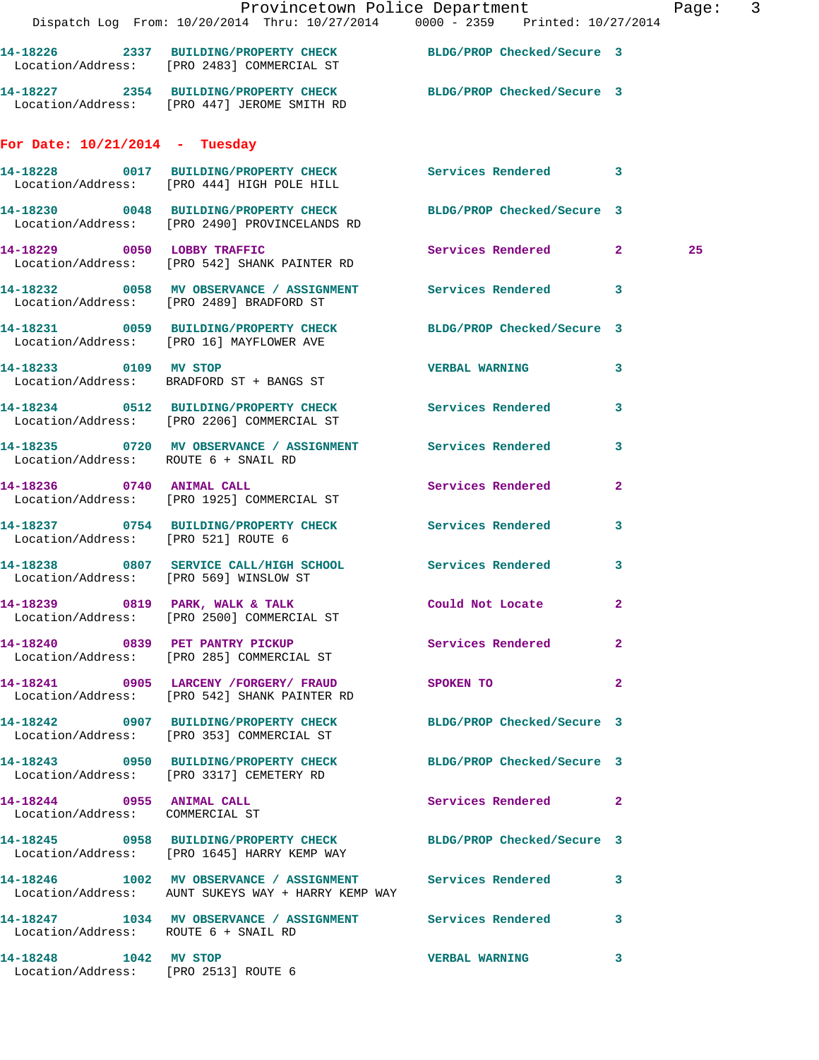14-18226 2337 BUILDING/PROPERTY CHECK BLDG/PROP Checked/Secure 3
Location/Address: [PRO 2483] COMMERCIAL ST

14-18227 2354 BUILDING/PROPERTY CHECK BLDG/PROP Checked/Secure 3
Location/Address: [PRO 447] JEROME SMITH RD

## For Date: 10/21/2014 - Tuesday

14-18228 0017 BUILDING/PROPERTY CHECK Services Rendered 3
Location/Address: [PRO 444] HIGH POLE HILL

14-18230 0048 BUILDING/PROPERTY CHECK BLDG/PROP Checked/Secure 3
Location/Address: [PRO 2490] PROVINCELANDS RD

14-18229 0050 LOBBY TRAFFIC Services Rendered 2 25
Location/Address: [PRO 542] SHANK PAINTER RD

14-18232 0058 MV OBSERVANCE / ASSIGNMENT Services Rendered 3
Location/Address: [PRO 2489] BRADFORD ST

14-18231 0059 BUILDING/PROPERTY CHECK BLDG/PROP Checked/Secure 3
Location/Address: [PRO 16] MAYFLOWER AVE

14-18233 0109 MV STOP VERBAL WARNING 3
Location/Address: BRADFORD ST + BANGS ST

14-18234 0512 BUILDING/PROPERTY CHECK Services Rendered 3
Location/Address: [PRO 2206] COMMERCIAL ST

14-18235 0720 MV OBSERVANCE / ASSIGNMENT Services Rendered 3
Location/Address: ROUTE 6 + SNAIL RD

14-18236 0740 ANIMAL CALL Services Rendered 2
Location/Address: [PRO 1925] COMMERCIAL ST

14-18237 0754 BUILDING/PROPERTY CHECK Services Rendered 3
Location/Address: [PRO 521] ROUTE 6

14-18238 0807 SERVICE CALL/HIGH SCHOOL Services Rendered 3
Location/Address: [PRO 569] WINSLOW ST

14-18239 0819 PARK, WALK & TALK Could Not Locate 2
Location/Address: [PRO 2500] COMMERCIAL ST

14-18240 0839 PET PANTRY PICKUP Services Rendered 2
Location/Address: [PRO 285] COMMERCIAL ST

14-18241 0905 LARCENY /FORGERY/ FRAUD SPOKEN TO 2
Location/Address: [PRO 542] SHANK PAINTER RD

14-18242 0907 BUILDING/PROPERTY CHECK BLDG/PROP Checked/Secure 3
Location/Address: [PRO 353] COMMERCIAL ST

14-18243 0950 BUILDING/PROPERTY CHECK BLDG/PROP Checked/Secure 3
Location/Address: [PRO 3317] CEMETERY RD

14-18244 0955 ANIMAL CALL Services Rendered 2
Location/Address: COMMERCIAL ST

14-18245 0958 BUILDING/PROPERTY CHECK BLDG/PROP Checked/Secure 3
Location/Address: [PRO 1645] HARRY KEMP WAY

14-18246 1002 MV OBSERVANCE / ASSIGNMENT Services Rendered 3
Location/Address: AUNT SUKEYS WAY + HARRY KEMP WAY

14-18247 1034 MV OBSERVANCE / ASSIGNMENT Services Rendered 3
Location/Address: ROUTE 6 + SNAIL RD

14-18248 1042 MV STOP VERBAL WARNING 3
Location/Address: [PRO 2513] ROUTE 6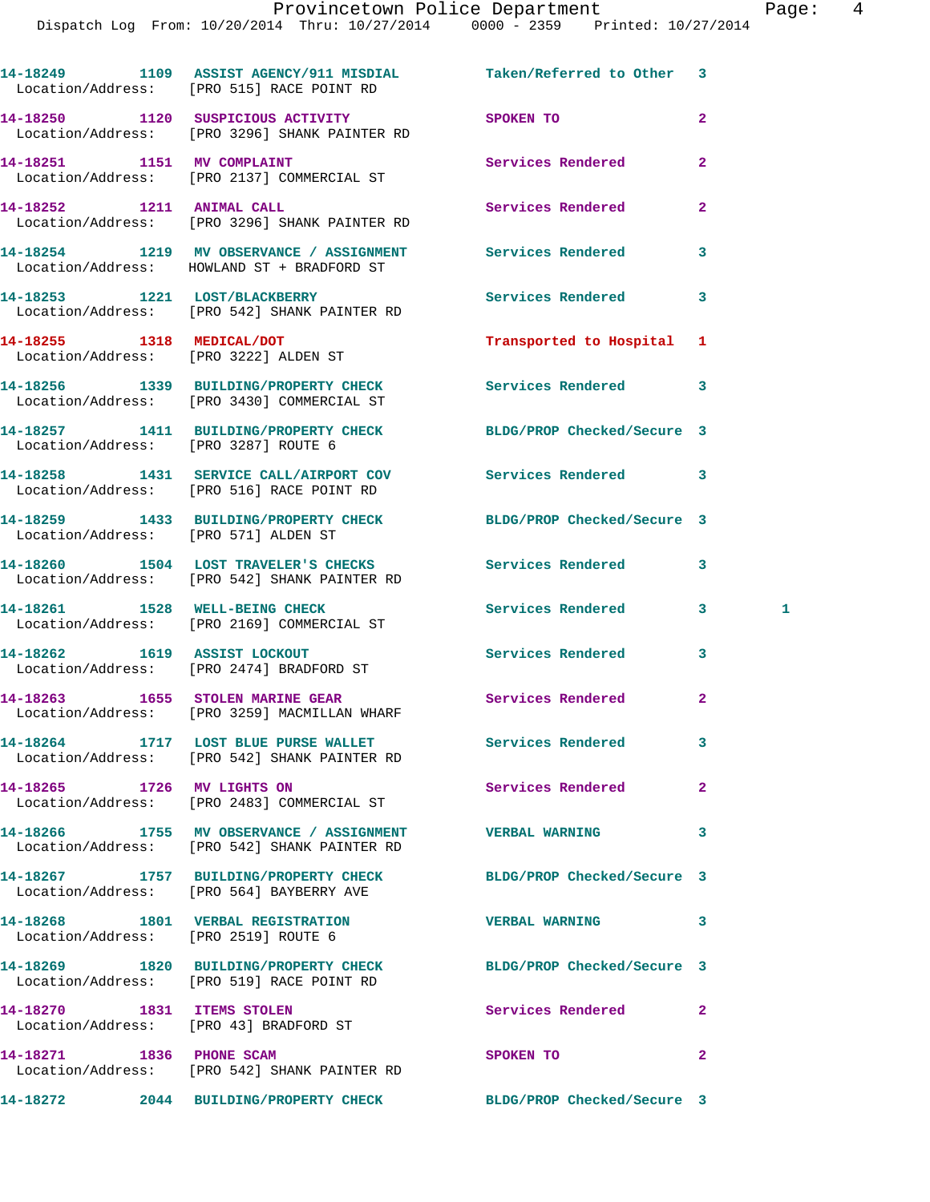```
14-18249        1109  ASSIST AGENCY/911 MISDIAL         Taken/Referred to Other  3
  Location/Address:   [PRO 515] RACE POINT RD

14-18250        1120  SUSPICIOUS ACTIVITY               SPOKEN TO                2
  Location/Address:   [PRO 3296] SHANK PAINTER RD

14-18251        1151  MV COMPLAINT                      Services Rendered        2
  Location/Address:   [PRO 2137] COMMERCIAL ST

14-18252        1211  ANIMAL CALL                       Services Rendered        2
  Location/Address:   [PRO 3296] SHANK PAINTER RD

14-18254        1219  MV OBSERVANCE / ASSIGNMENT        Services Rendered        3
  Location/Address:    HOWLAND ST + BRADFORD ST

14-18253        1221  LOST/BLACKBERRY                   Services Rendered        3
  Location/Address:   [PRO 542] SHANK PAINTER RD

14-18255        1318  MEDICAL/DOT                       Transported to Hospital  1
  Location/Address:   [PRO 3222] ALDEN ST

14-18256        1339  BUILDING/PROPERTY CHECK           Services Rendered        3
  Location/Address:   [PRO 3430] COMMERCIAL ST

14-18257        1411  BUILDING/PROPERTY CHECK           BLDG/PROP Checked/Secure 3
  Location/Address:   [PRO 3287] ROUTE 6

14-18258        1431  SERVICE CALL/AIRPORT COV          Services Rendered        3
  Location/Address:   [PRO 516] RACE POINT RD

14-18259        1433  BUILDING/PROPERTY CHECK           BLDG/PROP Checked/Secure 3
  Location/Address:   [PRO 571] ALDEN ST

14-18260        1504  LOST TRAVELER'S CHECKS            Services Rendered        3
  Location/Address:   [PRO 542] SHANK PAINTER RD

14-18261        1528  WELL-BEING CHECK                  Services Rendered        3         1
  Location/Address:   [PRO 2169] COMMERCIAL ST

14-18262        1619  ASSIST LOCKOUT                    Services Rendered        3
  Location/Address:   [PRO 2474] BRADFORD ST

14-18263        1655  STOLEN MARINE GEAR                Services Rendered        2
  Location/Address:   [PRO 3259] MACMILLAN WHARF

14-18264        1717  LOST BLUE PURSE WALLET            Services Rendered        3
  Location/Address:   [PRO 542] SHANK PAINTER RD

14-18265        1726  MV LIGHTS ON                      Services Rendered        2
  Location/Address:   [PRO 2483] COMMERCIAL ST

14-18266        1755  MV OBSERVANCE / ASSIGNMENT        VERBAL WARNING           3
  Location/Address:   [PRO 542] SHANK PAINTER RD

14-18267        1757  BUILDING/PROPERTY CHECK           BLDG/PROP Checked/Secure 3
  Location/Address:   [PRO 564] BAYBERRY AVE

14-18268        1801  VERBAL REGISTRATION               VERBAL WARNING           3
  Location/Address:   [PRO 2519] ROUTE 6

14-18269        1820  BUILDING/PROPERTY CHECK           BLDG/PROP Checked/Secure 3
  Location/Address:   [PRO 519] RACE POINT RD

14-18270        1831  ITEMS STOLEN                      Services Rendered        2
  Location/Address:   [PRO 43] BRADFORD ST

14-18271        1836  PHONE SCAM                        SPOKEN TO                2
  Location/Address:   [PRO 542] SHANK PAINTER RD

14-18272        2044  BUILDING/PROPERTY CHECK           BLDG/PROP Checked/Secure 3
```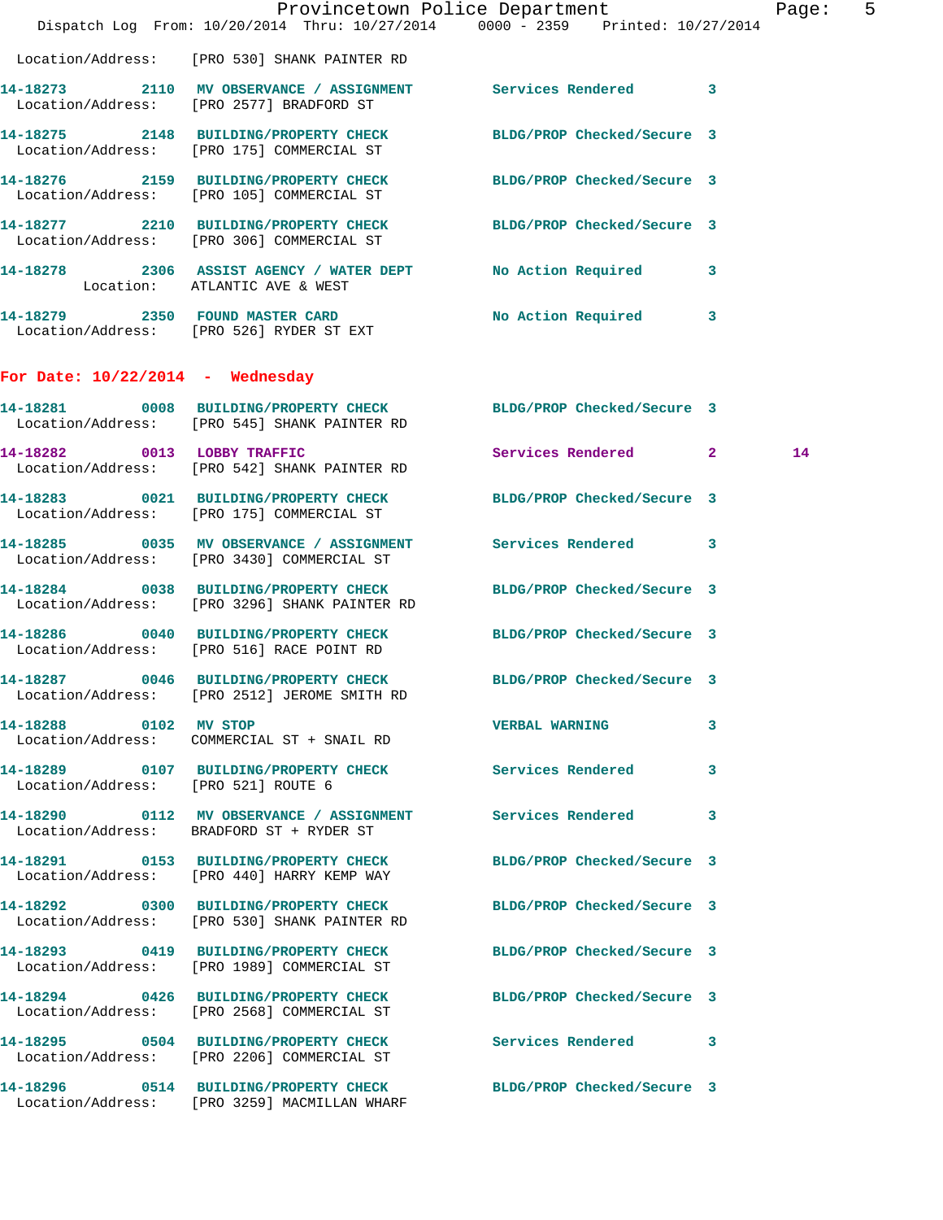Location/Address: [PRO 530] SHANK PAINTER RD

14-18273 2110 **MV OBSERVANCE / ASSIGNMENT** Services Rendered 3
Location/Address: [PRO 2577] BRADFORD ST

14-18275 2148 **BUILDING/PROPERTY CHECK** BLDG/PROP Checked/Secure 3
Location/Address: [PRO 175] COMMERCIAL ST

14-18276 2159 **BUILDING/PROPERTY CHECK** BLDG/PROP Checked/Secure 3
Location/Address: [PRO 105] COMMERCIAL ST

14-18277 2210 **BUILDING/PROPERTY CHECK** BLDG/PROP Checked/Secure 3
Location/Address: [PRO 306] COMMERCIAL ST

14-18278 2306 **ASSIST AGENCY / WATER DEPT** No Action Required 3
Location: ATLANTIC AVE & WEST

14-18279 2350 **FOUND MASTER CARD** No Action Required 3
Location/Address: [PRO 526] RYDER ST EXT

## For Date: 10/22/2014 - Wednesday

14-18281 0008 **BUILDING/PROPERTY CHECK** BLDG/PROP Checked/Secure 3
Location/Address: [PRO 545] SHANK PAINTER RD

14-18282 0013 **LOBBY TRAFFIC** Services Rendered 2 14
Location/Address: [PRO 542] SHANK PAINTER RD

14-18283 0021 **BUILDING/PROPERTY CHECK** BLDG/PROP Checked/Secure 3
Location/Address: [PRO 175] COMMERCIAL ST

14-18285 0035 **MV OBSERVANCE / ASSIGNMENT** Services Rendered 3
Location/Address: [PRO 3430] COMMERCIAL ST

14-18284 0038 **BUILDING/PROPERTY CHECK** BLDG/PROP Checked/Secure 3
Location/Address: [PRO 3296] SHANK PAINTER RD

14-18286 0040 **BUILDING/PROPERTY CHECK** BLDG/PROP Checked/Secure 3
Location/Address: [PRO 516] RACE POINT RD

14-18287 0046 **BUILDING/PROPERTY CHECK** BLDG/PROP Checked/Secure 3
Location/Address: [PRO 2512] JEROME SMITH RD

14-18288 0102 **MV STOP** VERBAL WARNING 3
Location/Address: COMMERCIAL ST + SNAIL RD

14-18289 0107 **BUILDING/PROPERTY CHECK** Services Rendered 3
Location/Address: [PRO 521] ROUTE 6

14-18290 0112 **MV OBSERVANCE / ASSIGNMENT** Services Rendered 3
Location/Address: BRADFORD ST + RYDER ST

14-18291 0153 **BUILDING/PROPERTY CHECK** BLDG/PROP Checked/Secure 3
Location/Address: [PRO 440] HARRY KEMP WAY

14-18292 0300 **BUILDING/PROPERTY CHECK** BLDG/PROP Checked/Secure 3
Location/Address: [PRO 530] SHANK PAINTER RD

14-18293 0419 **BUILDING/PROPERTY CHECK** BLDG/PROP Checked/Secure 3
Location/Address: [PRO 1989] COMMERCIAL ST

14-18294 0426 **BUILDING/PROPERTY CHECK** BLDG/PROP Checked/Secure 3
Location/Address: [PRO 2568] COMMERCIAL ST

14-18295 0504 **BUILDING/PROPERTY CHECK** Services Rendered 3
Location/Address: [PRO 2206] COMMERCIAL ST

14-18296 0514 **BUILDING/PROPERTY CHECK** BLDG/PROP Checked/Secure 3
Location/Address: [PRO 3259] MACMILLAN WHARF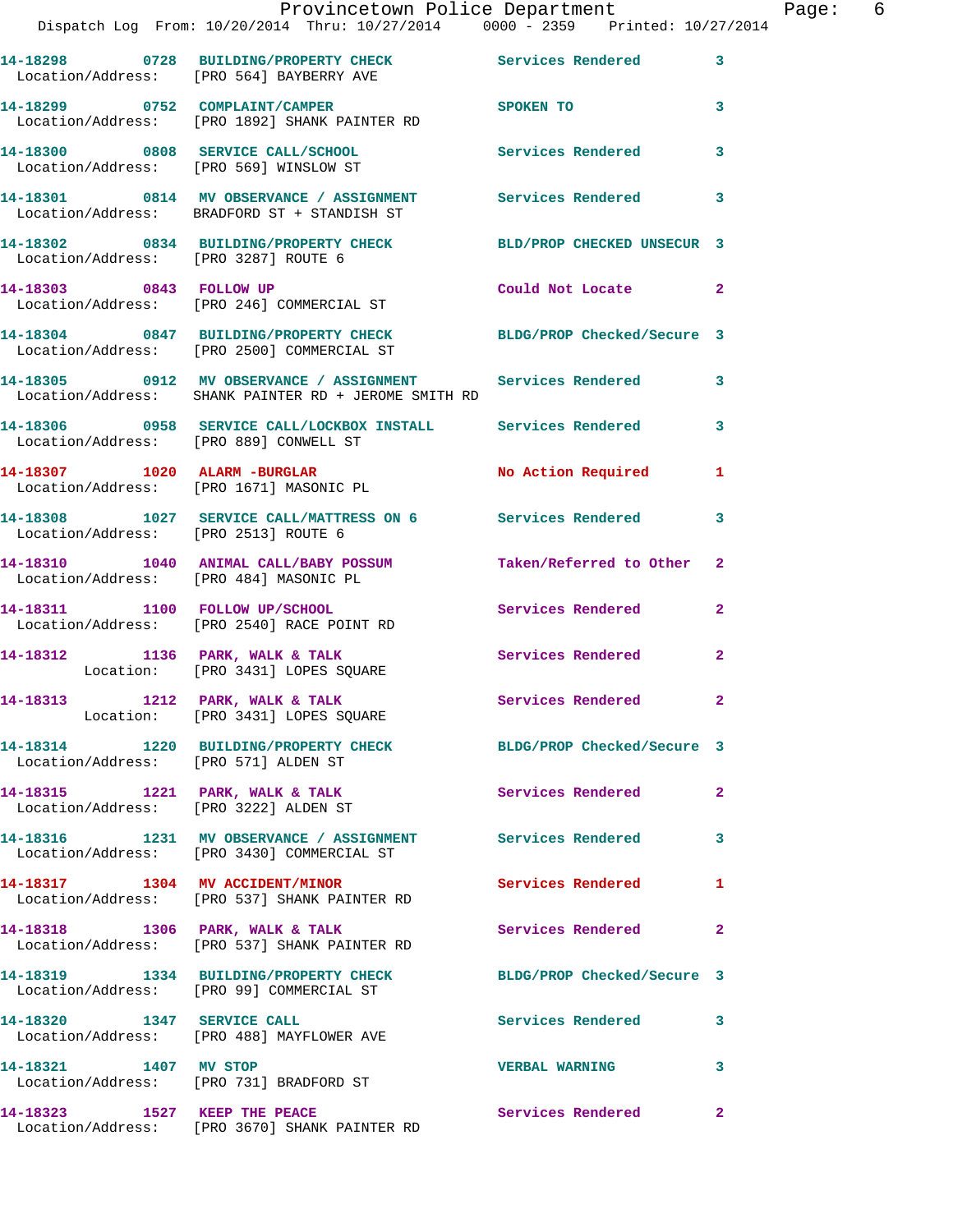| Call Number | Time | Call Reason | Action | Priority |
|---|---|---|---|---|
| 14-18298 | 0728 | BUILDING/PROPERTY CHECK | Services Rendered | 3 |
| Location/Address: | | [PRO 564] BAYBERRY AVE | | |
| 14-18299 | 0752 | COMPLAINT/CAMPER | SPOKEN TO | 3 |
| Location/Address: | | [PRO 1892] SHANK PAINTER RD | | |
| 14-18300 | 0808 | SERVICE CALL/SCHOOL | Services Rendered | 3 |
| Location/Address: | | [PRO 569] WINSLOW ST | | |
| 14-18301 | 0814 | MV OBSERVANCE / ASSIGNMENT | Services Rendered | 3 |
| Location/Address: | | BRADFORD ST + STANDISH ST | | |
| 14-18302 | 0834 | BUILDING/PROPERTY CHECK | BLD/PROP CHECKED UNSECUR | 3 |
| Location/Address: | | [PRO 3287] ROUTE 6 | | |
| 14-18303 | 0843 | FOLLOW UP | Could Not Locate | 2 |
| Location/Address: | | [PRO 246] COMMERCIAL ST | | |
| 14-18304 | 0847 | BUILDING/PROPERTY CHECK | BLDG/PROP Checked/Secure | 3 |
| Location/Address: | | [PRO 2500] COMMERCIAL ST | | |
| 14-18305 | 0912 | MV OBSERVANCE / ASSIGNMENT | Services Rendered | 3 |
| Location/Address: | | SHANK PAINTER RD + JEROME SMITH RD | | |
| 14-18306 | 0958 | SERVICE CALL/LOCKBOX INSTALL | Services Rendered | 3 |
| Location/Address: | | [PRO 889] CONWELL ST | | |
| 14-18307 | 1020 | ALARM -BURGLAR | No Action Required | 1 |
| Location/Address: | | [PRO 1671] MASONIC PL | | |
| 14-18308 | 1027 | SERVICE CALL/MATTRESS ON 6 | Services Rendered | 3 |
| Location/Address: | | [PRO 2513] ROUTE 6 | | |
| 14-18310 | 1040 | ANIMAL CALL/BABY POSSUM | Taken/Referred to Other | 2 |
| Location/Address: | | [PRO 484] MASONIC PL | | |
| 14-18311 | 1100 | FOLLOW UP/SCHOOL | Services Rendered | 2 |
| Location/Address: | | [PRO 2540] RACE POINT RD | | |
| 14-18312 | 1136 | PARK, WALK & TALK | Services Rendered | 2 |
| Location: | | [PRO 3431] LOPES SQUARE | | |
| 14-18313 | 1212 | PARK, WALK & TALK | Services Rendered | 2 |
| Location: | | [PRO 3431] LOPES SQUARE | | |
| 14-18314 | 1220 | BUILDING/PROPERTY CHECK | BLDG/PROP Checked/Secure | 3 |
| Location/Address: | | [PRO 571] ALDEN ST | | |
| 14-18315 | 1221 | PARK, WALK & TALK | Services Rendered | 2 |
| Location/Address: | | [PRO 3222] ALDEN ST | | |
| 14-18316 | 1231 | MV OBSERVANCE / ASSIGNMENT | Services Rendered | 3 |
| Location/Address: | | [PRO 3430] COMMERCIAL ST | | |
| 14-18317 | 1304 | MV ACCIDENT/MINOR | Services Rendered | 1 |
| Location/Address: | | [PRO 537] SHANK PAINTER RD | | |
| 14-18318 | 1306 | PARK, WALK & TALK | Services Rendered | 2 |
| Location/Address: | | [PRO 537] SHANK PAINTER RD | | |
| 14-18319 | 1334 | BUILDING/PROPERTY CHECK | BLDG/PROP Checked/Secure | 3 |
| Location/Address: | | [PRO 99] COMMERCIAL ST | | |
| 14-18320 | 1347 | SERVICE CALL | Services Rendered | 3 |
| Location/Address: | | [PRO 488] MAYFLOWER AVE | | |
| 14-18321 | 1407 | MV STOP | VERBAL WARNING | 3 |
| Location/Address: | | [PRO 731] BRADFORD ST | | |
| 14-18323 | 1527 | KEEP THE PEACE | Services Rendered | 2 |
| Location/Address: | | [PRO 3670] SHANK PAINTER RD | | |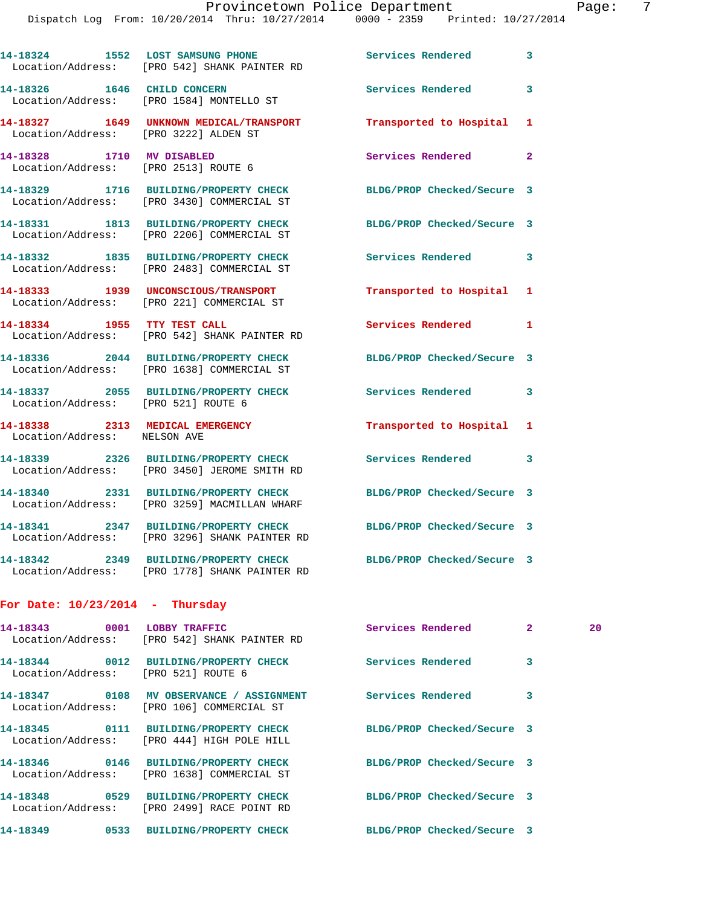14-18324 1552 LOST SAMSUNG PHONE Services Rendered 3
Location/Address: [PRO 542] SHANK PAINTER RD

14-18326 1646 CHILD CONCERN Services Rendered 3
Location/Address: [PRO 1584] MONTELLO ST

14-18327 1649 UNKNOWN MEDICAL/TRANSPORT Transported to Hospital 1
Location/Address: [PRO 3222] ALDEN ST

14-18328 1710 MV DISABLED Services Rendered 2
Location/Address: [PRO 2513] ROUTE 6

14-18329 1716 BUILDING/PROPERTY CHECK BLDG/PROP Checked/Secure 3
Location/Address: [PRO 3430] COMMERCIAL ST

14-18331 1813 BUILDING/PROPERTY CHECK BLDG/PROP Checked/Secure 3
Location/Address: [PRO 2206] COMMERCIAL ST

14-18332 1835 BUILDING/PROPERTY CHECK Services Rendered 3
Location/Address: [PRO 2483] COMMERCIAL ST

14-18333 1939 UNCONSCIOUS/TRANSPORT Transported to Hospital 1
Location/Address: [PRO 221] COMMERCIAL ST

14-18334 1955 TTY TEST CALL Services Rendered 1
Location/Address: [PRO 542] SHANK PAINTER RD

14-18336 2044 BUILDING/PROPERTY CHECK BLDG/PROP Checked/Secure 3
Location/Address: [PRO 1638] COMMERCIAL ST

14-18337 2055 BUILDING/PROPERTY CHECK Services Rendered 3
Location/Address: [PRO 521] ROUTE 6

14-18338 2313 MEDICAL EMERGENCY Transported to Hospital 1
Location/Address: NELSON AVE

14-18339 2326 BUILDING/PROPERTY CHECK Services Rendered 3
Location/Address: [PRO 3450] JEROME SMITH RD

14-18340 2331 BUILDING/PROPERTY CHECK BLDG/PROP Checked/Secure 3
Location/Address: [PRO 3259] MACMILLAN WHARF

14-18341 2347 BUILDING/PROPERTY CHECK BLDG/PROP Checked/Secure 3
Location/Address: [PRO 3296] SHANK PAINTER RD

14-18342 2349 BUILDING/PROPERTY CHECK BLDG/PROP Checked/Secure 3
Location/Address: [PRO 1778] SHANK PAINTER RD

**For Date: 10/23/2014 - Thursday**

14-18343 0001 LOBBY TRAFFIC Services Rendered 2 20
Location/Address: [PRO 542] SHANK PAINTER RD

14-18344 0012 BUILDING/PROPERTY CHECK Services Rendered 3
Location/Address: [PRO 521] ROUTE 6

14-18347 0108 MV OBSERVANCE / ASSIGNMENT Services Rendered 3
Location/Address: [PRO 106] COMMERCIAL ST

14-18345 0111 BUILDING/PROPERTY CHECK BLDG/PROP Checked/Secure 3
Location/Address: [PRO 444] HIGH POLE HILL

14-18346 0146 BUILDING/PROPERTY CHECK BLDG/PROP Checked/Secure 3
Location/Address: [PRO 1638] COMMERCIAL ST

14-18348 0529 BUILDING/PROPERTY CHECK BLDG/PROP Checked/Secure 3
Location/Address: [PRO 2499] RACE POINT RD

14-18349 0533 BUILDING/PROPERTY CHECK BLDG/PROP Checked/Secure 3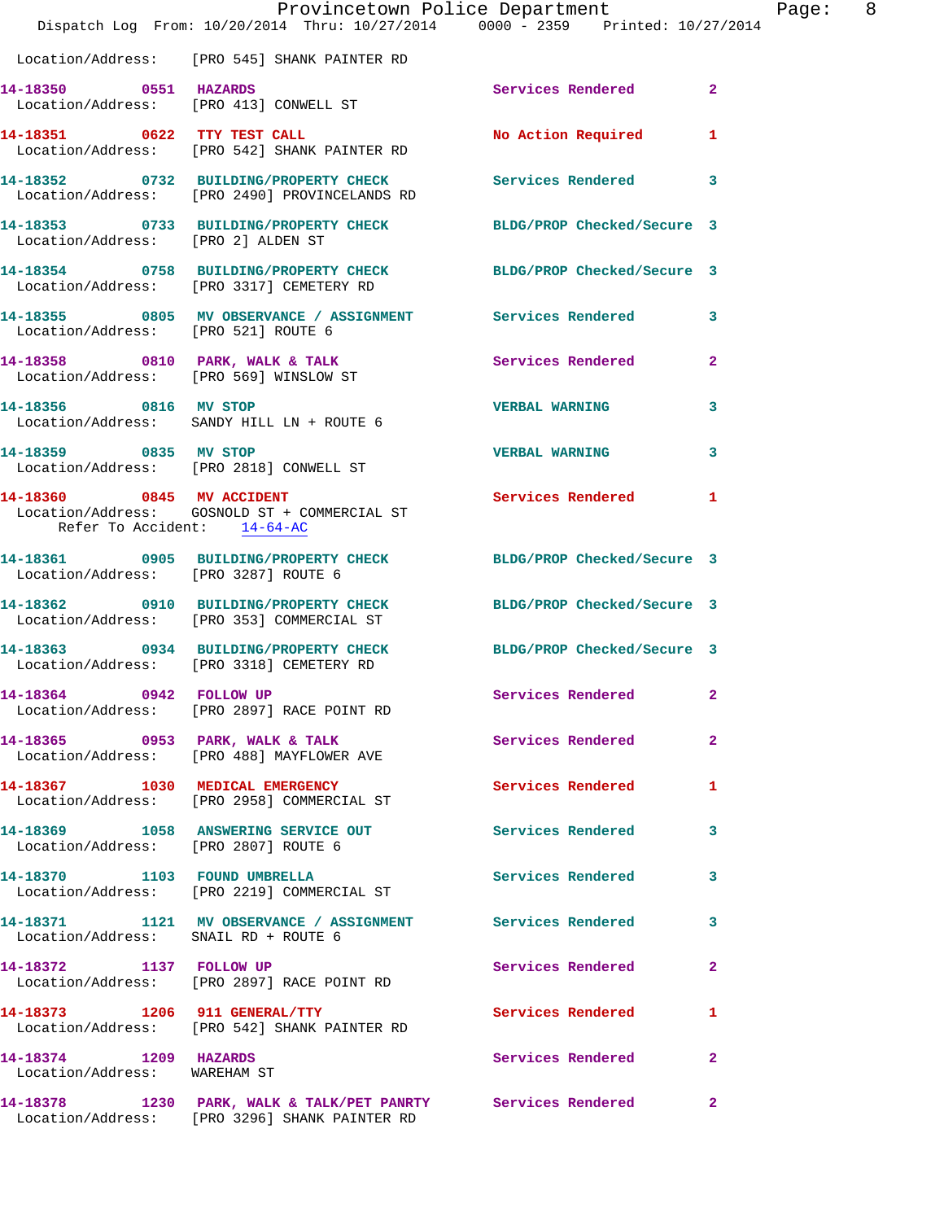Location/Address: [PRO 545] SHANK PAINTER RD

**14-18350 0551 HAZARDS** Services Rendered 2
Location/Address: [PRO 413] CONWELL ST

**14-18351 0622 TTY TEST CALL** No Action Required 1
Location/Address: [PRO 542] SHANK PAINTER RD

**14-18352 0732 BUILDING/PROPERTY CHECK** Services Rendered 3
Location/Address: [PRO 2490] PROVINCELANDS RD

**14-18353 0733 BUILDING/PROPERTY CHECK** BLDG/PROP Checked/Secure 3
Location/Address: [PRO 2] ALDEN ST

**14-18354 0758 BUILDING/PROPERTY CHECK** BLDG/PROP Checked/Secure 3
Location/Address: [PRO 3317] CEMETERY RD

**14-18355 0805 MV OBSERVANCE / ASSIGNMENT** Services Rendered 3
Location/Address: [PRO 521] ROUTE 6

**14-18358 0810 PARK, WALK & TALK** Services Rendered 2
Location/Address: [PRO 569] WINSLOW ST

**14-18356 0816 MV STOP** VERBAL WARNING 3
Location/Address: SANDY HILL LN + ROUTE 6

**14-18359 0835 MV STOP** VERBAL WARNING 3
Location/Address: [PRO 2818] CONWELL ST

**14-18360 0845 MV ACCIDENT** Services Rendered 1
Location/Address: GOSNOLD ST + COMMERCIAL ST
Refer To Accident: 14-64-AC

**14-18361 0905 BUILDING/PROPERTY CHECK** BLDG/PROP Checked/Secure 3
Location/Address: [PRO 3287] ROUTE 6

**14-18362 0910 BUILDING/PROPERTY CHECK** BLDG/PROP Checked/Secure 3
Location/Address: [PRO 353] COMMERCIAL ST

**14-18363 0934 BUILDING/PROPERTY CHECK** BLDG/PROP Checked/Secure 3
Location/Address: [PRO 3318] CEMETERY RD

**14-18364 0942 FOLLOW UP** Services Rendered 2
Location/Address: [PRO 2897] RACE POINT RD

**14-18365 0953 PARK, WALK & TALK** Services Rendered 2
Location/Address: [PRO 488] MAYFLOWER AVE

**14-18367 1030 MEDICAL EMERGENCY** Services Rendered 1
Location/Address: [PRO 2958] COMMERCIAL ST

**14-18369 1058 ANSWERING SERVICE OUT** Services Rendered 3
Location/Address: [PRO 2807] ROUTE 6

**14-18370 1103 FOUND UMBRELLA** Services Rendered 3
Location/Address: [PRO 2219] COMMERCIAL ST

**14-18371 1121 MV OBSERVANCE / ASSIGNMENT** Services Rendered 3
Location/Address: SNAIL RD + ROUTE 6

**14-18372 1137 FOLLOW UP** Services Rendered 2
Location/Address: [PRO 2897] RACE POINT RD

**14-18373 1206 911 GENERAL/TTY** Services Rendered 1
Location/Address: [PRO 542] SHANK PAINTER RD

**14-18374 1209 HAZARDS** Services Rendered 2
Location/Address: WAREHAM ST

**14-18378 1230 PARK, WALK & TALK/PET PANRTY** Services Rendered 2
Location/Address: [PRO 3296] SHANK PAINTER RD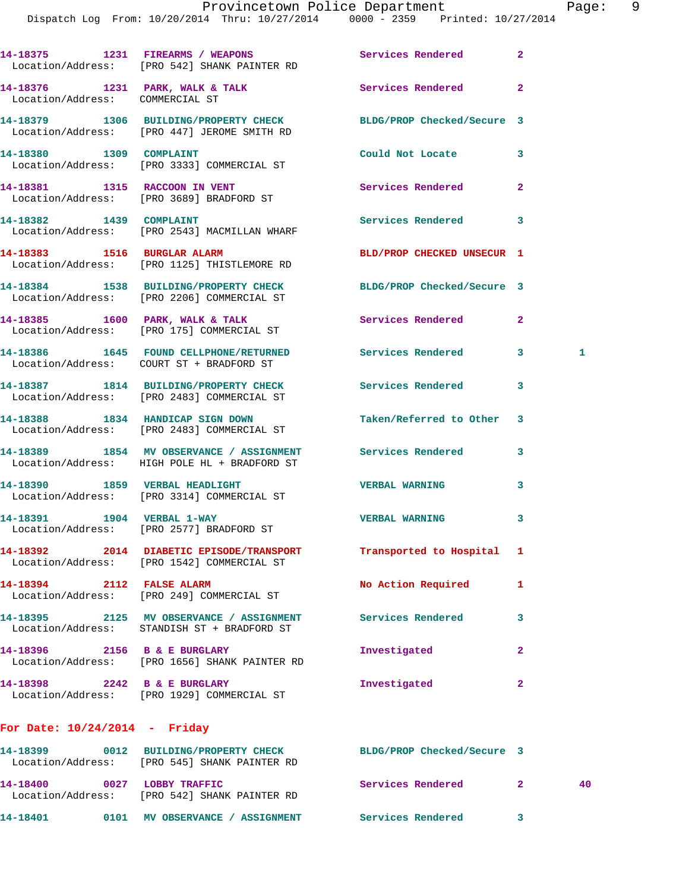14-18375 1231 FIREARMS / WEAPONS Services Rendered 2
Location/Address: [PRO 542] SHANK PAINTER RD

14-18376 1231 PARK, WALK & TALK Services Rendered 2
Location/Address: COMMERCIAL ST

14-18379 1306 BUILDING/PROPERTY CHECK BLDG/PROP Checked/Secure 3
Location/Address: [PRO 447] JEROME SMITH RD

14-18380 1309 COMPLAINT Could Not Locate 3
Location/Address: [PRO 3333] COMMERCIAL ST

14-18381 1315 RACCOON IN VENT Services Rendered 2
Location/Address: [PRO 3689] BRADFORD ST

14-18382 1439 COMPLAINT Services Rendered 3
Location/Address: [PRO 2543] MACMILLAN WHARF

14-18383 1516 BURGLAR ALARM BLD/PROP CHECKED UNSECUR 1
Location/Address: [PRO 1125] THISTLEMORE RD

14-18384 1538 BUILDING/PROPERTY CHECK BLDG/PROP Checked/Secure 3
Location/Address: [PRO 2206] COMMERCIAL ST

14-18385 1600 PARK, WALK & TALK Services Rendered 2
Location/Address: [PRO 175] COMMERCIAL ST

14-18386 1645 FOUND CELLPHONE/RETURNED Services Rendered 3 1
Location/Address: COURT ST + BRADFORD ST

14-18387 1814 BUILDING/PROPERTY CHECK Services Rendered 3
Location/Address: [PRO 2483] COMMERCIAL ST

14-18388 1834 HANDICAP SIGN DOWN Taken/Referred to Other 3
Location/Address: [PRO 2483] COMMERCIAL ST

14-18389 1854 MV OBSERVANCE / ASSIGNMENT Services Rendered 3
Location/Address: HIGH POLE HL + BRADFORD ST

14-18390 1859 VERBAL HEADLIGHT VERBAL WARNING 3
Location/Address: [PRO 3314] COMMERCIAL ST

14-18391 1904 VERBAL 1-WAY VERBAL WARNING 3
Location/Address: [PRO 2577] BRADFORD ST

14-18392 2014 DIABETIC EPISODE/TRANSPORT Transported to Hospital 1
Location/Address: [PRO 1542] COMMERCIAL ST

14-18394 2112 FALSE ALARM No Action Required 1
Location/Address: [PRO 249] COMMERCIAL ST

14-18395 2125 MV OBSERVANCE / ASSIGNMENT Services Rendered 3
Location/Address: STANDISH ST + BRADFORD ST

14-18396 2156 B & E BURGLARY Investigated 2
Location/Address: [PRO 1656] SHANK PAINTER RD

14-18398 2242 B & E BURGLARY Investigated 2
Location/Address: [PRO 1929] COMMERCIAL ST

## For Date: 10/24/2014 - Friday

14-18399 0012 BUILDING/PROPERTY CHECK BLDG/PROP Checked/Secure 3
Location/Address: [PRO 545] SHANK PAINTER RD

14-18400 0027 LOBBY TRAFFIC Services Rendered 2 40
Location/Address: [PRO 542] SHANK PAINTER RD

14-18401 0101 MV OBSERVANCE / ASSIGNMENT Services Rendered 3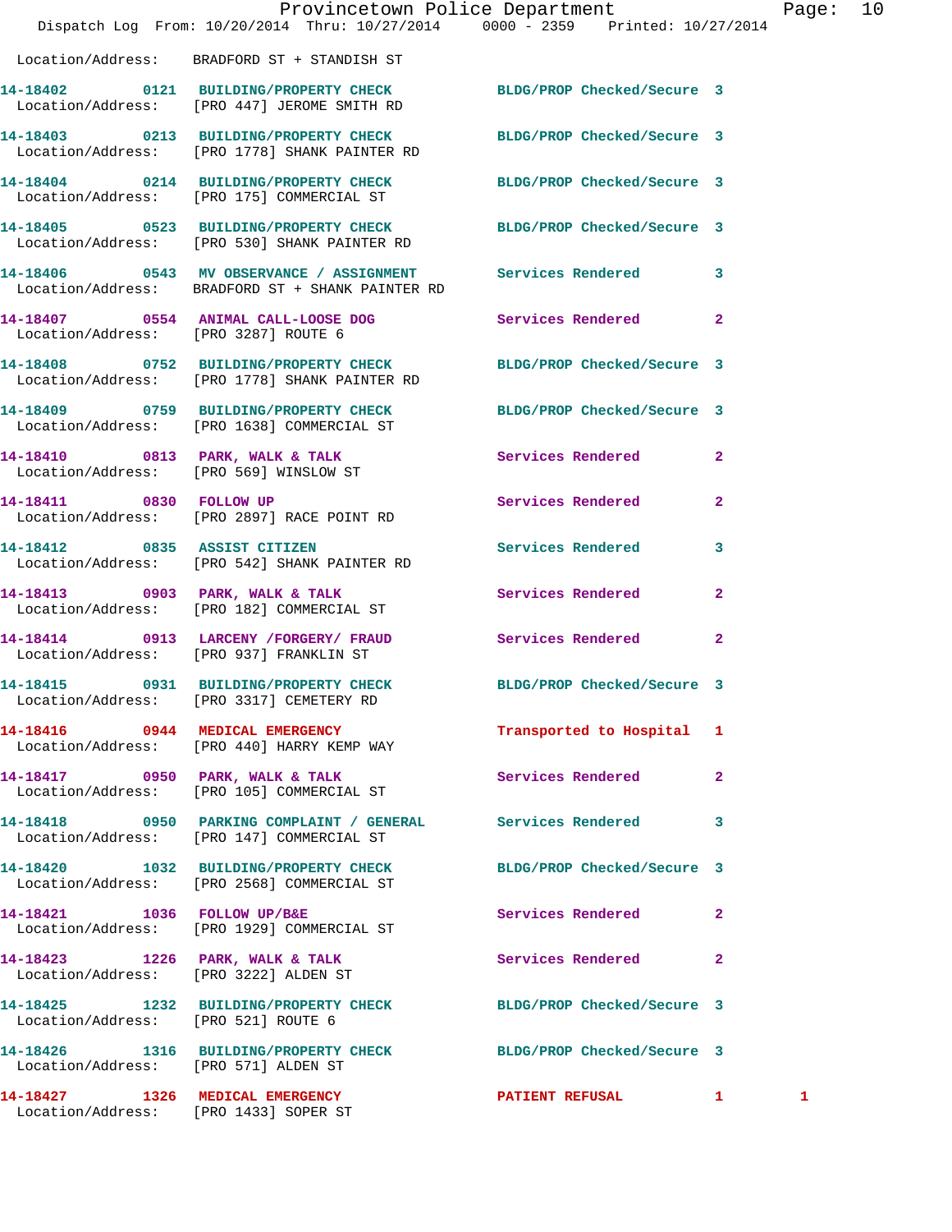Location/Address: BRADFORD ST + STANDISH ST

| Call # | Time | Call Reason | Action | Priority | |
|---|---|---|---|---|---|
| 14-18402 | 0121 | BUILDING/PROPERTY CHECK | BLDG/PROP Checked/Secure | 3 | |
| | | Location/Address: [PRO 447] JEROME SMITH RD | | | |
| 14-18403 | 0213 | BUILDING/PROPERTY CHECK | BLDG/PROP Checked/Secure | 3 | |
| | | Location/Address: [PRO 1778] SHANK PAINTER RD | | | |
| 14-18404 | 0214 | BUILDING/PROPERTY CHECK | BLDG/PROP Checked/Secure | 3 | |
| | | Location/Address: [PRO 175] COMMERCIAL ST | | | |
| 14-18405 | 0523 | BUILDING/PROPERTY CHECK | BLDG/PROP Checked/Secure | 3 | |
| | | Location/Address: [PRO 530] SHANK PAINTER RD | | | |
| 14-18406 | 0543 | MV OBSERVANCE / ASSIGNMENT | Services Rendered | 3 | |
| | | Location/Address: BRADFORD ST + SHANK PAINTER RD | | | |
| 14-18407 | 0554 | ANIMAL CALL-LOOSE DOG | Services Rendered | 2 | |
| | | Location/Address: [PRO 3287] ROUTE 6 | | | |
| 14-18408 | 0752 | BUILDING/PROPERTY CHECK | BLDG/PROP Checked/Secure | 3 | |
| | | Location/Address: [PRO 1778] SHANK PAINTER RD | | | |
| 14-18409 | 0759 | BUILDING/PROPERTY CHECK | BLDG/PROP Checked/Secure | 3 | |
| | | Location/Address: [PRO 1638] COMMERCIAL ST | | | |
| 14-18410 | 0813 | PARK, WALK & TALK | Services Rendered | 2 | |
| | | Location/Address: [PRO 569] WINSLOW ST | | | |
| 14-18411 | 0830 | FOLLOW UP | Services Rendered | 2 | |
| | | Location/Address: [PRO 2897] RACE POINT RD | | | |
| 14-18412 | 0835 | ASSIST CITIZEN | Services Rendered | 3 | |
| | | Location/Address: [PRO 542] SHANK PAINTER RD | | | |
| 14-18413 | 0903 | PARK, WALK & TALK | Services Rendered | 2 | |
| | | Location/Address: [PRO 182] COMMERCIAL ST | | | |
| 14-18414 | 0913 | LARCENY /FORGERY/ FRAUD | Services Rendered | 2 | |
| | | Location/Address: [PRO 937] FRANKLIN ST | | | |
| 14-18415 | 0931 | BUILDING/PROPERTY CHECK | BLDG/PROP Checked/Secure | 3 | |
| | | Location/Address: [PRO 3317] CEMETERY RD | | | |
| 14-18416 | 0944 | MEDICAL EMERGENCY | Transported to Hospital | 1 | |
| | | Location/Address: [PRO 440] HARRY KEMP WAY | | | |
| 14-18417 | 0950 | PARK, WALK & TALK | Services Rendered | 2 | |
| | | Location/Address: [PRO 105] COMMERCIAL ST | | | |
| 14-18418 | 0950 | PARKING COMPLAINT / GENERAL | Services Rendered | 3 | |
| | | Location/Address: [PRO 147] COMMERCIAL ST | | | |
| 14-18420 | 1032 | BUILDING/PROPERTY CHECK | BLDG/PROP Checked/Secure | 3 | |
| | | Location/Address: [PRO 2568] COMMERCIAL ST | | | |
| 14-18421 | 1036 | FOLLOW UP/B&E | Services Rendered | 2 | |
| | | Location/Address: [PRO 1929] COMMERCIAL ST | | | |
| 14-18423 | 1226 | PARK, WALK & TALK | Services Rendered | 2 | |
| | | Location/Address: [PRO 3222] ALDEN ST | | | |
| 14-18425 | 1232 | BUILDING/PROPERTY CHECK | BLDG/PROP Checked/Secure | 3 | |
| | | Location/Address: [PRO 521] ROUTE 6 | | | |
| 14-18426 | 1316 | BUILDING/PROPERTY CHECK | BLDG/PROP Checked/Secure | 3 | |
| | | Location/Address: [PRO 571] ALDEN ST | | | |
| 14-18427 | 1326 | MEDICAL EMERGENCY | PATIENT REFUSAL | 1 | 1 |
| | | Location/Address: [PRO 1433] SOPER ST | | | |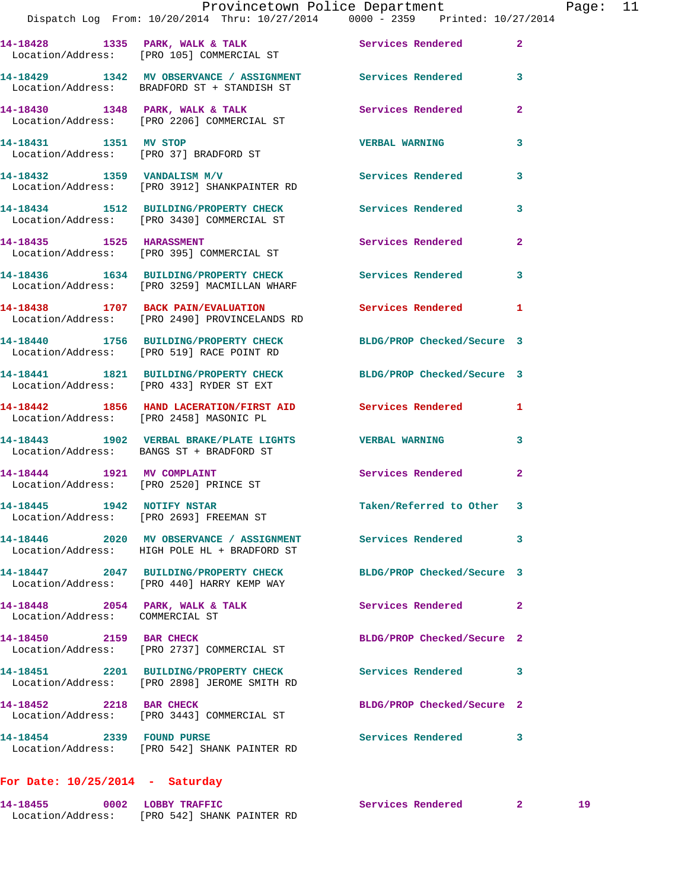14-18428 1335 PARK, WALK & TALK Services Rendered 2
Location/Address: [PRO 105] COMMERCIAL ST

14-18429 1342 MV OBSERVANCE / ASSIGNMENT Services Rendered 3
Location/Address: BRADFORD ST + STANDISH ST

14-18430 1348 PARK, WALK & TALK Services Rendered 2
Location/Address: [PRO 2206] COMMERCIAL ST

14-18431 1351 MV STOP VERBAL WARNING 3
Location/Address: [PRO 37] BRADFORD ST

14-18432 1359 VANDALISM M/V Services Rendered 3
Location/Address: [PRO 3912] SHANKPAINTER RD

14-18434 1512 BUILDING/PROPERTY CHECK Services Rendered 3
Location/Address: [PRO 3430] COMMERCIAL ST

14-18435 1525 HARASSMENT Services Rendered 2
Location/Address: [PRO 395] COMMERCIAL ST

14-18436 1634 BUILDING/PROPERTY CHECK Services Rendered 3
Location/Address: [PRO 3259] MACMILLAN WHARF

14-18438 1707 BACK PAIN/EVALUATION Services Rendered 1
Location/Address: [PRO 2490] PROVINCELANDS RD

14-18440 1756 BUILDING/PROPERTY CHECK BLDG/PROP Checked/Secure 3
Location/Address: [PRO 519] RACE POINT RD

14-18441 1821 BUILDING/PROPERTY CHECK BLDG/PROP Checked/Secure 3
Location/Address: [PRO 433] RYDER ST EXT

14-18442 1856 HAND LACERATION/FIRST AID Services Rendered 1
Location/Address: [PRO 2458] MASONIC PL

14-18443 1902 VERBAL BRAKE/PLATE LIGHTS VERBAL WARNING 3
Location/Address: BANGS ST + BRADFORD ST

14-18444 1921 MV COMPLAINT Services Rendered 2
Location/Address: [PRO 2520] PRINCE ST

14-18445 1942 NOTIFY NSTAR Taken/Referred to Other 3
Location/Address: [PRO 2693] FREEMAN ST

14-18446 2020 MV OBSERVANCE / ASSIGNMENT Services Rendered 3
Location/Address: HIGH POLE HL + BRADFORD ST

14-18447 2047 BUILDING/PROPERTY CHECK BLDG/PROP Checked/Secure 3
Location/Address: [PRO 440] HARRY KEMP WAY

14-18448 2054 PARK, WALK & TALK Services Rendered 2
Location/Address: COMMERCIAL ST

14-18450 2159 BAR CHECK BLDG/PROP Checked/Secure 2
Location/Address: [PRO 2737] COMMERCIAL ST

14-18451 2201 BUILDING/PROPERTY CHECK Services Rendered 3
Location/Address: [PRO 2898] JEROME SMITH RD

14-18452 2218 BAR CHECK BLDG/PROP Checked/Secure 2
Location/Address: [PRO 3443] COMMERCIAL ST

14-18454 2339 FOUND PURSE Services Rendered 3
Location/Address: [PRO 542] SHANK PAINTER RD

**For Date: 10/25/2014 - Saturday**

14-18455 0002 LOBBY TRAFFIC Services Rendered 2 19
Location/Address: [PRO 542] SHANK PAINTER RD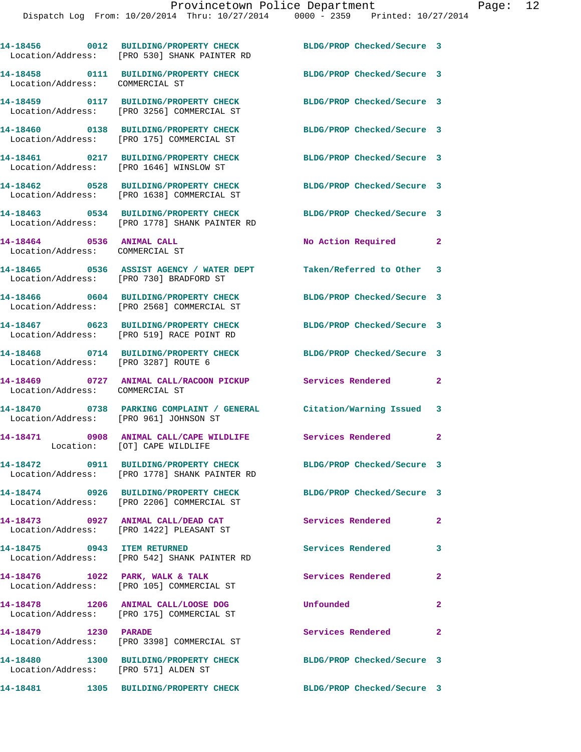14-18456 0012 BUILDING/PROPERTY CHECK BLDG/PROP Checked/Secure 3
 Location/Address: [PRO 530] SHANK PAINTER RD

14-18458 0111 BUILDING/PROPERTY CHECK BLDG/PROP Checked/Secure 3
 Location/Address: COMMERCIAL ST

14-18459 0117 BUILDING/PROPERTY CHECK BLDG/PROP Checked/Secure 3
 Location/Address: [PRO 3256] COMMERCIAL ST

14-18460 0138 BUILDING/PROPERTY CHECK BLDG/PROP Checked/Secure 3
 Location/Address: [PRO 175] COMMERCIAL ST

14-18461 0217 BUILDING/PROPERTY CHECK BLDG/PROP Checked/Secure 3
 Location/Address: [PRO 1646] WINSLOW ST

14-18462 0528 BUILDING/PROPERTY CHECK BLDG/PROP Checked/Secure 3
 Location/Address: [PRO 1638] COMMERCIAL ST

14-18463 0534 BUILDING/PROPERTY CHECK BLDG/PROP Checked/Secure 3
 Location/Address: [PRO 1778] SHANK PAINTER RD

14-18464 0536 ANIMAL CALL No Action Required 2
 Location/Address: COMMERCIAL ST

14-18465 0536 ASSIST AGENCY / WATER DEPT Taken/Referred to Other 3
 Location/Address: [PRO 730] BRADFORD ST

14-18466 0604 BUILDING/PROPERTY CHECK BLDG/PROP Checked/Secure 3
 Location/Address: [PRO 2568] COMMERCIAL ST

14-18467 0623 BUILDING/PROPERTY CHECK BLDG/PROP Checked/Secure 3
 Location/Address: [PRO 519] RACE POINT RD

14-18468 0714 BUILDING/PROPERTY CHECK BLDG/PROP Checked/Secure 3
 Location/Address: [PRO 3287] ROUTE 6

14-18469 0727 ANIMAL CALL/RACOON PICKUP Services Rendered 2
 Location/Address: COMMERCIAL ST

14-18470 0738 PARKING COMPLAINT / GENERAL Citation/Warning Issued 3
 Location/Address: [PRO 961] JOHNSON ST

14-18471 0908 ANIMAL CALL/CAPE WILDLIFE Services Rendered 2
 Location: [OT] CAPE WILDLIFE

14-18472 0911 BUILDING/PROPERTY CHECK BLDG/PROP Checked/Secure 3
 Location/Address: [PRO 1778] SHANK PAINTER RD

14-18474 0926 BUILDING/PROPERTY CHECK BLDG/PROP Checked/Secure 3
 Location/Address: [PRO 2206] COMMERCIAL ST

14-18473 0927 ANIMAL CALL/DEAD CAT Services Rendered 2
 Location/Address: [PRO 1422] PLEASANT ST

14-18475 0943 ITEM RETURNED Services Rendered 3
 Location/Address: [PRO 542] SHANK PAINTER RD

14-18476 1022 PARK, WALK & TALK Services Rendered 2
 Location/Address: [PRO 105] COMMERCIAL ST

14-18478 1206 ANIMAL CALL/LOOSE DOG Unfounded 2
 Location/Address: [PRO 175] COMMERCIAL ST

14-18479 1230 PARADE Services Rendered 2
 Location/Address: [PRO 3398] COMMERCIAL ST

14-18480 1300 BUILDING/PROPERTY CHECK BLDG/PROP Checked/Secure 3
 Location/Address: [PRO 571] ALDEN ST

14-18481 1305 BUILDING/PROPERTY CHECK BLDG/PROP Checked/Secure 3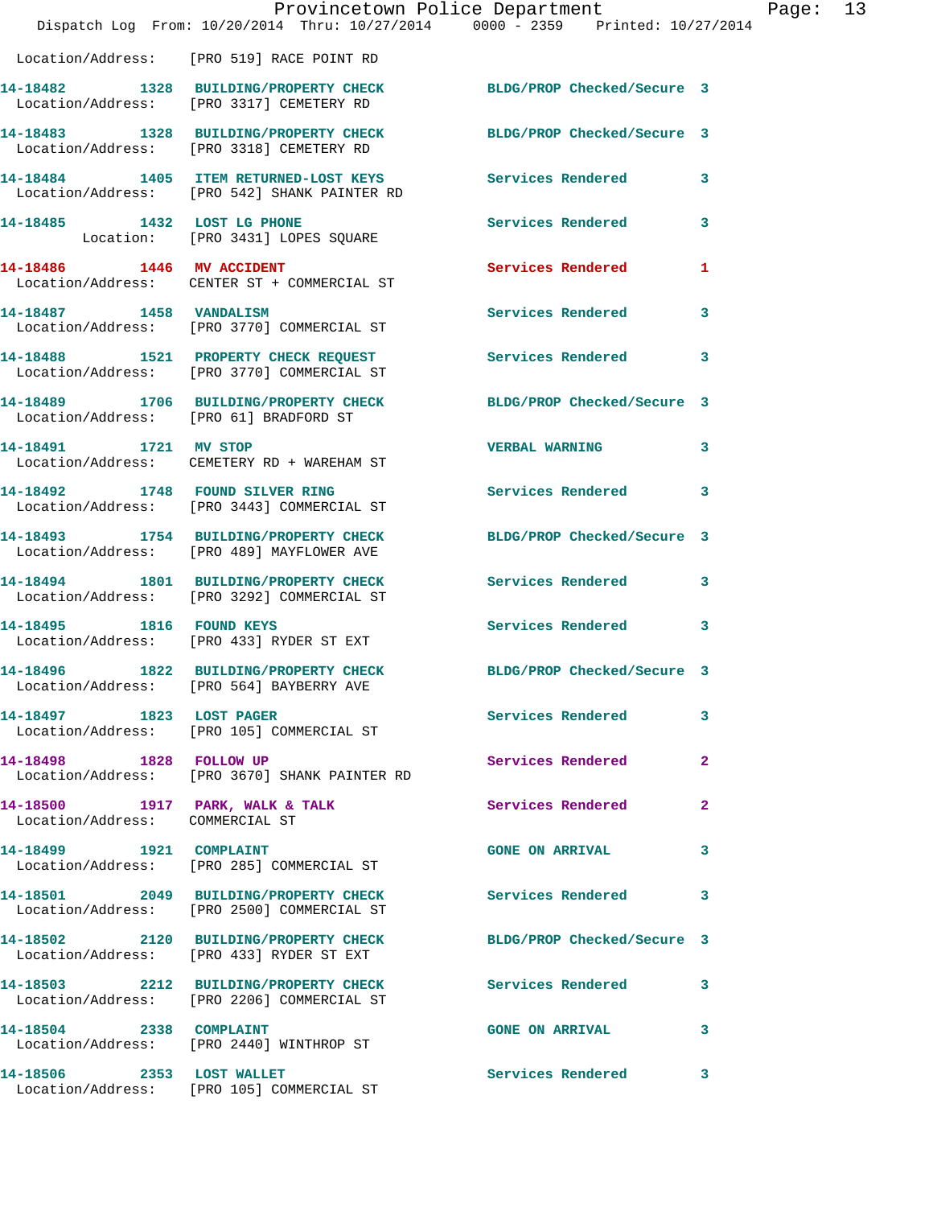Location/Address: [PRO 519] RACE POINT RD

| Call # | Time | Call Reason | Action | Priority |
|---|---|---|---|---|
| 14-18482 | 1328 | BUILDING/PROPERTY CHECK | BLDG/PROP Checked/Secure | 3 |
| | | Location/Address: [PRO 3317] CEMETERY RD | | |
| 14-18483 | 1328 | BUILDING/PROPERTY CHECK | BLDG/PROP Checked/Secure | 3 |
| | | Location/Address: [PRO 3318] CEMETERY RD | | |
| 14-18484 | 1405 | ITEM RETURNED-LOST KEYS | Services Rendered | 3 |
| | | Location/Address: [PRO 542] SHANK PAINTER RD | | |
| 14-18485 | 1432 | LOST LG PHONE | Services Rendered | 3 |
| | | Location: [PRO 3431] LOPES SQUARE | | |
| 14-18486 | 1446 | MV ACCIDENT | Services Rendered | 1 |
| | | Location/Address: CENTER ST + COMMERCIAL ST | | |
| 14-18487 | 1458 | VANDALISM | Services Rendered | 3 |
| | | Location/Address: [PRO 3770] COMMERCIAL ST | | |
| 14-18488 | 1521 | PROPERTY CHECK REQUEST | Services Rendered | 3 |
| | | Location/Address: [PRO 3770] COMMERCIAL ST | | |
| 14-18489 | 1706 | BUILDING/PROPERTY CHECK | BLDG/PROP Checked/Secure | 3 |
| | | Location/Address: [PRO 61] BRADFORD ST | | |
| 14-18491 | 1721 | MV STOP | VERBAL WARNING | 3 |
| | | Location/Address: CEMETERY RD + WAREHAM ST | | |
| 14-18492 | 1748 | FOUND SILVER RING | Services Rendered | 3 |
| | | Location/Address: [PRO 3443] COMMERCIAL ST | | |
| 14-18493 | 1754 | BUILDING/PROPERTY CHECK | BLDG/PROP Checked/Secure | 3 |
| | | Location/Address: [PRO 489] MAYFLOWER AVE | | |
| 14-18494 | 1801 | BUILDING/PROPERTY CHECK | Services Rendered | 3 |
| | | Location/Address: [PRO 3292] COMMERCIAL ST | | |
| 14-18495 | 1816 | FOUND KEYS | Services Rendered | 3 |
| | | Location/Address: [PRO 433] RYDER ST EXT | | |
| 14-18496 | 1822 | BUILDING/PROPERTY CHECK | BLDG/PROP Checked/Secure | 3 |
| | | Location/Address: [PRO 564] BAYBERRY AVE | | |
| 14-18497 | 1823 | LOST PAGER | Services Rendered | 3 |
| | | Location/Address: [PRO 105] COMMERCIAL ST | | |
| 14-18498 | 1828 | FOLLOW UP | Services Rendered | 2 |
| | | Location/Address: [PRO 3670] SHANK PAINTER RD | | |
| 14-18500 | 1917 | PARK, WALK & TALK | Services Rendered | 2 |
| | | Location/Address: COMMERCIAL ST | | |
| 14-18499 | 1921 | COMPLAINT | GONE ON ARRIVAL | 3 |
| | | Location/Address: [PRO 285] COMMERCIAL ST | | |
| 14-18501 | 2049 | BUILDING/PROPERTY CHECK | Services Rendered | 3 |
| | | Location/Address: [PRO 2500] COMMERCIAL ST | | |
| 14-18502 | 2120 | BUILDING/PROPERTY CHECK | BLDG/PROP Checked/Secure | 3 |
| | | Location/Address: [PRO 433] RYDER ST EXT | | |
| 14-18503 | 2212 | BUILDING/PROPERTY CHECK | Services Rendered | 3 |
| | | Location/Address: [PRO 2206] COMMERCIAL ST | | |
| 14-18504 | 2338 | COMPLAINT | GONE ON ARRIVAL | 3 |
| | | Location/Address: [PRO 2440] WINTHROP ST | | |
| 14-18506 | 2353 | LOST WALLET | Services Rendered | 3 |
| | | Location/Address: [PRO 105] COMMERCIAL ST | | |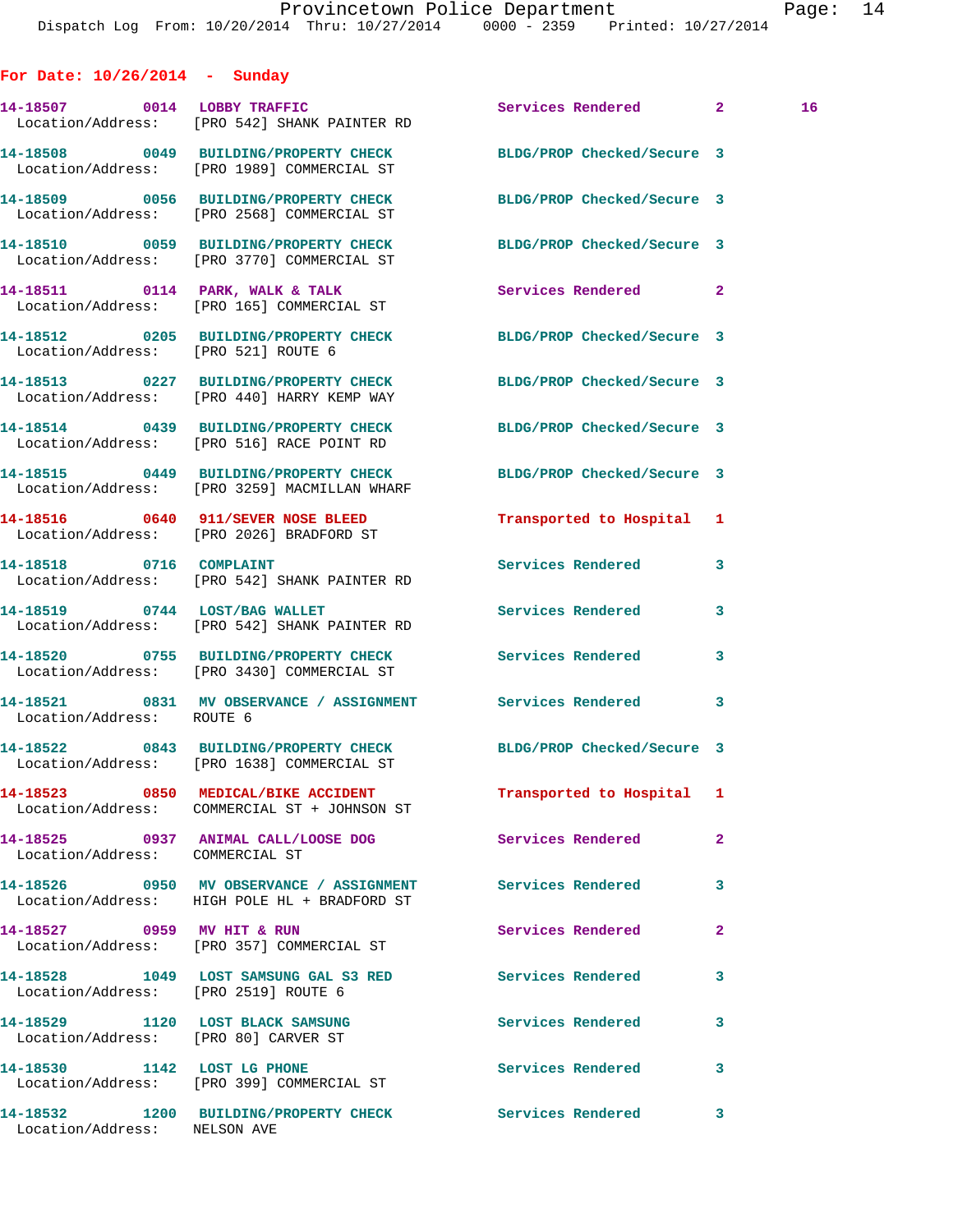## For Date: 10/26/2014 - Sunday

| Call # | Time | Call Type | Disposition | Priority | |
|---|---|---|---|---|---|
| 14-18507 | 0014 | LOBBY TRAFFIC | Services Rendered | 2 | 16 |
| | | Location/Address: [PRO 542] SHANK PAINTER RD | | | |
| 14-18508 | 0049 | BUILDING/PROPERTY CHECK | BLDG/PROP Checked/Secure | 3 | |
| | | Location/Address: [PRO 1989] COMMERCIAL ST | | | |
| 14-18509 | 0056 | BUILDING/PROPERTY CHECK | BLDG/PROP Checked/Secure | 3 | |
| | | Location/Address: [PRO 2568] COMMERCIAL ST | | | |
| 14-18510 | 0059 | BUILDING/PROPERTY CHECK | BLDG/PROP Checked/Secure | 3 | |
| | | Location/Address: [PRO 3770] COMMERCIAL ST | | | |
| 14-18511 | 0114 | PARK, WALK & TALK | Services Rendered | 2 | |
| | | Location/Address: [PRO 165] COMMERCIAL ST | | | |
| 14-18512 | 0205 | BUILDING/PROPERTY CHECK | BLDG/PROP Checked/Secure | 3 | |
| | | Location/Address: [PRO 521] ROUTE 6 | | | |
| 14-18513 | 0227 | BUILDING/PROPERTY CHECK | BLDG/PROP Checked/Secure | 3 | |
| | | Location/Address: [PRO 440] HARRY KEMP WAY | | | |
| 14-18514 | 0439 | BUILDING/PROPERTY CHECK | BLDG/PROP Checked/Secure | 3 | |
| | | Location/Address: [PRO 516] RACE POINT RD | | | |
| 14-18515 | 0449 | BUILDING/PROPERTY CHECK | BLDG/PROP Checked/Secure | 3 | |
| | | Location/Address: [PRO 3259] MACMILLAN WHARF | | | |
| 14-18516 | 0640 | 911/SEVER NOSE BLEED | Transported to Hospital | 1 | |
| | | Location/Address: [PRO 2026] BRADFORD ST | | | |
| 14-18518 | 0716 | COMPLAINT | Services Rendered | 3 | |
| | | Location/Address: [PRO 542] SHANK PAINTER RD | | | |
| 14-18519 | 0744 | LOST/BAG WALLET | Services Rendered | 3 | |
| | | Location/Address: [PRO 542] SHANK PAINTER RD | | | |
| 14-18520 | 0755 | BUILDING/PROPERTY CHECK | Services Rendered | 3 | |
| | | Location/Address: [PRO 3430] COMMERCIAL ST | | | |
| 14-18521 | 0831 | MV OBSERVANCE / ASSIGNMENT | Services Rendered | 3 | |
| | | Location/Address: ROUTE 6 | | | |
| 14-18522 | 0843 | BUILDING/PROPERTY CHECK | BLDG/PROP Checked/Secure | 3 | |
| | | Location/Address: [PRO 1638] COMMERCIAL ST | | | |
| 14-18523 | 0850 | MEDICAL/BIKE ACCIDENT | Transported to Hospital | 1 | |
| | | Location/Address: COMMERCIAL ST + JOHNSON ST | | | |
| 14-18525 | 0937 | ANIMAL CALL/LOOSE DOG | Services Rendered | 2 | |
| | | Location/Address: COMMERCIAL ST | | | |
| 14-18526 | 0950 | MV OBSERVANCE / ASSIGNMENT | Services Rendered | 3 | |
| | | Location/Address: HIGH POLE HL + BRADFORD ST | | | |
| 14-18527 | 0959 | MV HIT & RUN | Services Rendered | 2 | |
| | | Location/Address: [PRO 357] COMMERCIAL ST | | | |
| 14-18528 | 1049 | LOST SAMSUNG GAL S3 RED | Services Rendered | 3 | |
| | | Location/Address: [PRO 2519] ROUTE 6 | | | |
| 14-18529 | 1120 | LOST BLACK SAMSUNG | Services Rendered | 3 | |
| | | Location/Address: [PRO 80] CARVER ST | | | |
| 14-18530 | 1142 | LOST LG PHONE | Services Rendered | 3 | |
| | | Location/Address: [PRO 399] COMMERCIAL ST | | | |
| 14-18532 | 1200 | BUILDING/PROPERTY CHECK | Services Rendered | 3 | |
| | | Location/Address: NELSON AVE | | | |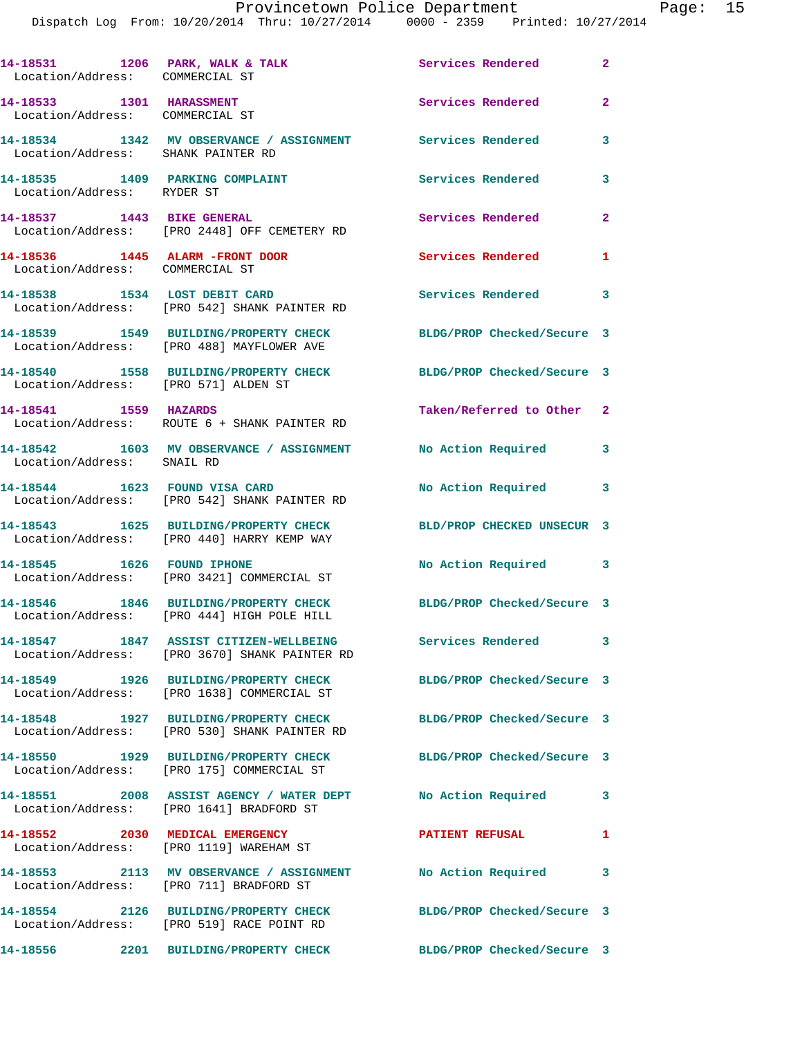14-18531 1206 PARK, WALK & TALK Services Rendered 2
Location/Address: COMMERCIAL ST

14-18533 1301 HARASSMENT Services Rendered 2
Location/Address: COMMERCIAL ST

14-18534 1342 MV OBSERVANCE / ASSIGNMENT Services Rendered 3
Location/Address: SHANK PAINTER RD

14-18535 1409 PARKING COMPLAINT Services Rendered 3
Location/Address: RYDER ST

14-18537 1443 BIKE GENERAL Services Rendered 2
Location/Address: [PRO 2448] OFF CEMETERY RD

14-18536 1445 ALARM -FRONT DOOR Services Rendered 1
Location/Address: COMMERCIAL ST

14-18538 1534 LOST DEBIT CARD Services Rendered 3
Location/Address: [PRO 542] SHANK PAINTER RD

14-18539 1549 BUILDING/PROPERTY CHECK BLDG/PROP Checked/Secure 3
Location/Address: [PRO 488] MAYFLOWER AVE

14-18540 1558 BUILDING/PROPERTY CHECK BLDG/PROP Checked/Secure 3
Location/Address: [PRO 571] ALDEN ST

14-18541 1559 HAZARDS Taken/Referred to Other 2
Location/Address: ROUTE 6 + SHANK PAINTER RD

14-18542 1603 MV OBSERVANCE / ASSIGNMENT No Action Required 3
Location/Address: SNAIL RD

14-18544 1623 FOUND VISA CARD No Action Required 3
Location/Address: [PRO 542] SHANK PAINTER RD

14-18543 1625 BUILDING/PROPERTY CHECK BLD/PROP CHECKED UNSECUR 3
Location/Address: [PRO 440] HARRY KEMP WAY

14-18545 1626 FOUND IPHONE No Action Required 3
Location/Address: [PRO 3421] COMMERCIAL ST

14-18546 1846 BUILDING/PROPERTY CHECK BLDG/PROP Checked/Secure 3
Location/Address: [PRO 444] HIGH POLE HILL

14-18547 1847 ASSIST CITIZEN-WELLBEING Services Rendered 3
Location/Address: [PRO 3670] SHANK PAINTER RD

14-18549 1926 BUILDING/PROPERTY CHECK BLDG/PROP Checked/Secure 3
Location/Address: [PRO 1638] COMMERCIAL ST

14-18548 1927 BUILDING/PROPERTY CHECK BLDG/PROP Checked/Secure 3
Location/Address: [PRO 530] SHANK PAINTER RD

14-18550 1929 BUILDING/PROPERTY CHECK BLDG/PROP Checked/Secure 3
Location/Address: [PRO 175] COMMERCIAL ST

14-18551 2008 ASSIST AGENCY / WATER DEPT No Action Required 3
Location/Address: [PRO 1641] BRADFORD ST

14-18552 2030 MEDICAL EMERGENCY PATIENT REFUSAL 1
Location/Address: [PRO 1119] WAREHAM ST

14-18553 2113 MV OBSERVANCE / ASSIGNMENT No Action Required 3
Location/Address: [PRO 711] BRADFORD ST

14-18554 2126 BUILDING/PROPERTY CHECK BLDG/PROP Checked/Secure 3
Location/Address: [PRO 519] RACE POINT RD

14-18556 2201 BUILDING/PROPERTY CHECK BLDG/PROP Checked/Secure 3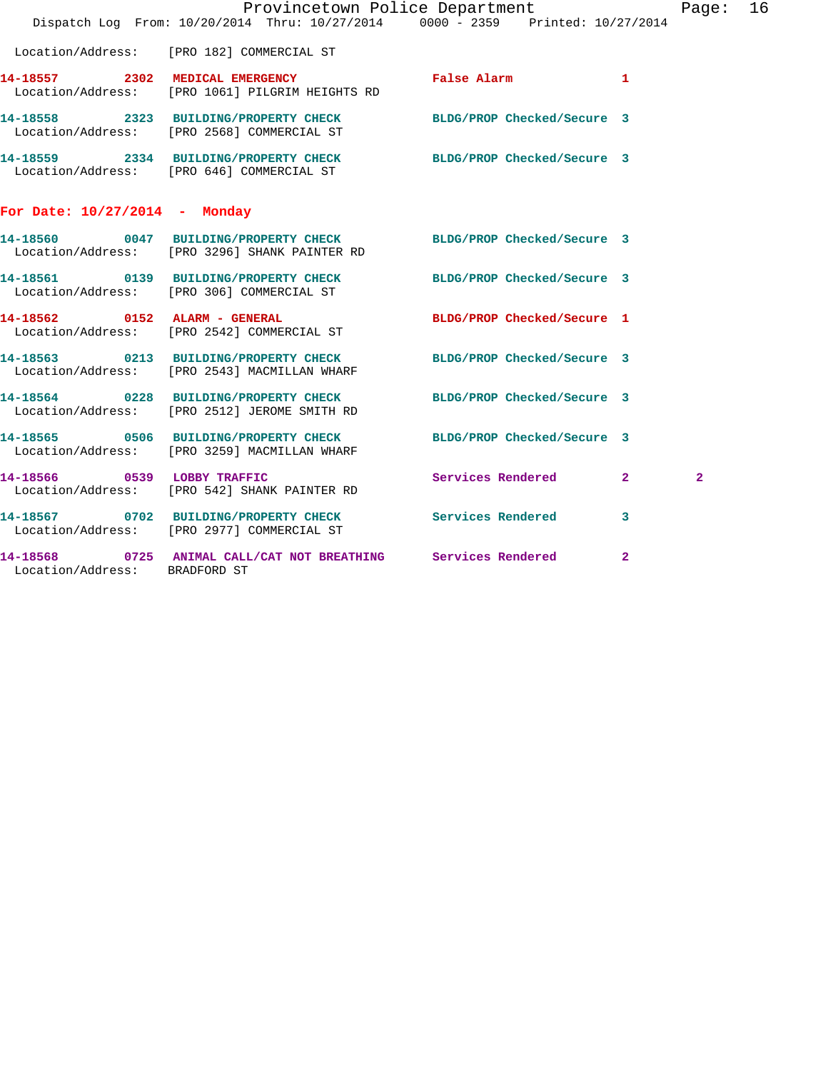Location/Address: [PRO 182] COMMERCIAL ST

**14-18557** 2302 MEDICAL EMERGENCY False Alarm 1
Location/Address: [PRO 1061] PILGRIM HEIGHTS RD

**14-18558** 2323 BUILDING/PROPERTY CHECK BLDG/PROP Checked/Secure 3
Location/Address: [PRO 2568] COMMERCIAL ST

**14-18559** 2334 BUILDING/PROPERTY CHECK BLDG/PROP Checked/Secure 3
Location/Address: [PRO 646] COMMERCIAL ST

## For Date: 10/27/2014 - Monday

**14-18560** 0047 BUILDING/PROPERTY CHECK BLDG/PROP Checked/Secure 3
Location/Address: [PRO 3296] SHANK PAINTER RD

**14-18561** 0139 BUILDING/PROPERTY CHECK BLDG/PROP Checked/Secure 3
Location/Address: [PRO 306] COMMERCIAL ST

**14-18562** 0152 ALARM - GENERAL BLDG/PROP Checked/Secure 1
Location/Address: [PRO 2542] COMMERCIAL ST

**14-18563** 0213 BUILDING/PROPERTY CHECK BLDG/PROP Checked/Secure 3
Location/Address: [PRO 2543] MACMILLAN WHARF

**14-18564** 0228 BUILDING/PROPERTY CHECK BLDG/PROP Checked/Secure 3
Location/Address: [PRO 2512] JEROME SMITH RD

**14-18565** 0506 BUILDING/PROPERTY CHECK BLDG/PROP Checked/Secure 3
Location/Address: [PRO 3259] MACMILLAN WHARF

**14-18566** 0539 LOBBY TRAFFIC Services Rendered 2 2
Location/Address: [PRO 542] SHANK PAINTER RD

**14-18567** 0702 BUILDING/PROPERTY CHECK Services Rendered 3
Location/Address: [PRO 2977] COMMERCIAL ST

**14-18568** 0725 ANIMAL CALL/CAT NOT BREATHING Services Rendered 2
Location/Address: BRADFORD ST